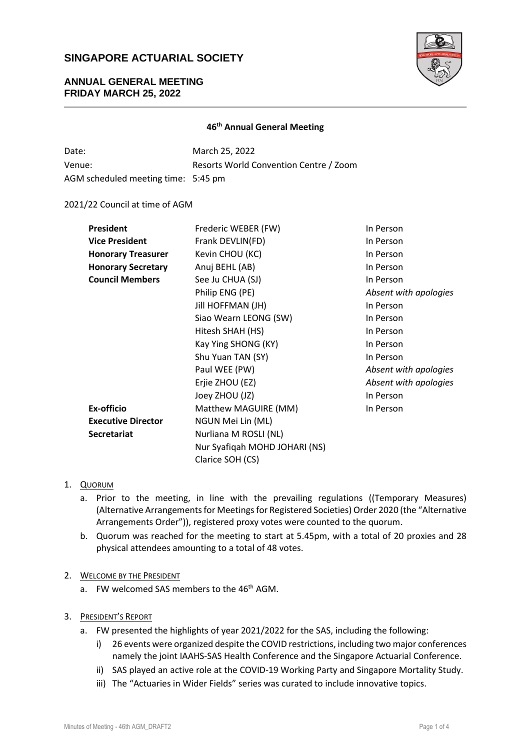# SINGAPORE ACTUARIAL SOCIETY

## ANNUAL GENERAL MEETING
## FRIDAY MARCH 25, 2022

### 46th Annual General Meeting

| | |
|---|---|
| Date: | March 25, 2022 |
| Venue: | Resorts World Convention Centre / Zoom |
| AGM scheduled meeting time: | 5:45 pm |

2021/22 Council at time of AGM

| | | |
|---|---|---|
| **President** | Frederic WEBER (FW) | In Person |
| **Vice President** | Frank DEVLIN(FD) | In Person |
| **Honorary Treasurer** | Kevin CHOU (KC) | In Person |
| **Honorary Secretary** | Anuj BEHL (AB) | In Person |
| **Council Members** | See Ju CHUA (SJ) | In Person |
| | Philip ENG (PE) | *Absent with apologies* |
| | Jill HOFFMAN (JH) | In Person |
| | Siao Wearn LEONG (SW) | In Person |
| | Hitesh SHAH (HS) | In Person |
| | Kay Ying SHONG (KY) | In Person |
| | Shu Yuan TAN (SY) | In Person |
| | Paul WEE (PW) | *Absent with apologies* |
| | Erjie ZHOU (EZ) | *Absent with apologies* |
| | Joey ZHOU (JZ) | In Person |
| **Ex-officio** | Matthew MAGUIRE (MM) | In Person |
| **Executive Director** | NGUN Mei Lin (ML) | |
| **Secretariat** | Nurliana M ROSLI (NL) | |
| | Nur Syafiqah MOHD JOHARI (NS) | |
| | Clarice SOH (CS) | |

1. QUORUM
   a. Prior to the meeting, in line with the prevailing regulations ((Temporary Measures) (Alternative Arrangements for Meetings for Registered Societies) Order 2020 (the "Alternative Arrangements Order")), registered proxy votes were counted to the quorum.
   b. Quorum was reached for the meeting to start at 5.45pm, with a total of 20 proxies and 28 physical attendees amounting to a total of 48 votes.

2. WELCOME BY THE PRESIDENT
   a. FW welcomed SAS members to the 46th AGM.

3. PRESIDENT'S REPORT
   a. FW presented the highlights of year 2021/2022 for the SAS, including the following:
      i) 26 events were organized despite the COVID restrictions, including two major conferences namely the joint IAAHS-SAS Health Conference and the Singapore Actuarial Conference.
      ii) SAS played an active role at the COVID-19 Working Party and Singapore Mortality Study.
      iii) The "Actuaries in Wider Fields" series was curated to include innovative topics.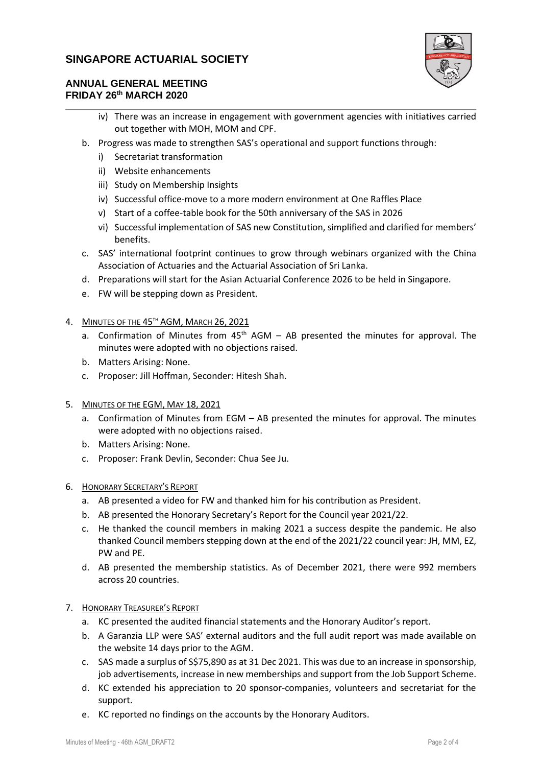iv) There was an increase in engagement with government agencies with initiatives carried out together with MOH, MOM and CPF.

b. Progress was made to strengthen SAS's operational and support functions through:
   i) Secretariat transformation
   ii) Website enhancements
   iii) Study on Membership Insights
   iv) Successful office-move to a more modern environment at One Raffles Place
   v) Start of a coffee-table book for the 50th anniversary of the SAS in 2026
   vi) Successful implementation of SAS new Constitution, simplified and clarified for members' benefits.

c. SAS' international footprint continues to grow through webinars organized with the China Association of Actuaries and the Actuarial Association of Sri Lanka.

d. Preparations will start for the Asian Actuarial Conference 2026 to be held in Singapore.

e. FW will be stepping down as President.

4. MINUTES OF THE 45TH AGM, MARCH 26, 2021
   a. Confirmation of Minutes from 45th AGM – AB presented the minutes for approval. The minutes were adopted with no objections raised.
   b. Matters Arising: None.
   c. Proposer: Jill Hoffman, Seconder: Hitesh Shah.

5. MINUTES OF THE EGM, MAY 18, 2021
   a. Confirmation of Minutes from EGM – AB presented the minutes for approval. The minutes were adopted with no objections raised.
   b. Matters Arising: None.
   c. Proposer: Frank Devlin, Seconder: Chua See Ju.

6. HONORARY SECRETARY'S REPORT
   a. AB presented a video for FW and thanked him for his contribution as President.
   b. AB presented the Honorary Secretary's Report for the Council year 2021/22.
   c. He thanked the council members in making 2021 a success despite the pandemic. He also thanked Council members stepping down at the end of the 2021/22 council year: JH, MM, EZ, PW and PE.
   d. AB presented the membership statistics. As of December 2021, there were 992 members across 20 countries.

7. HONORARY TREASURER'S REPORT
   a. KC presented the audited financial statements and the Honorary Auditor's report.
   b. A Garanzia LLP were SAS' external auditors and the full audit report was made available on the website 14 days prior to the AGM.
   c. SAS made a surplus of S$75,890 as at 31 Dec 2021. This was due to an increase in sponsorship, job advertisements, increase in new memberships and support from the Job Support Scheme.
   d. KC extended his appreciation to 20 sponsor-companies, volunteers and secretariat for the support.
   e. KC reported no findings on the accounts by the Honorary Auditors.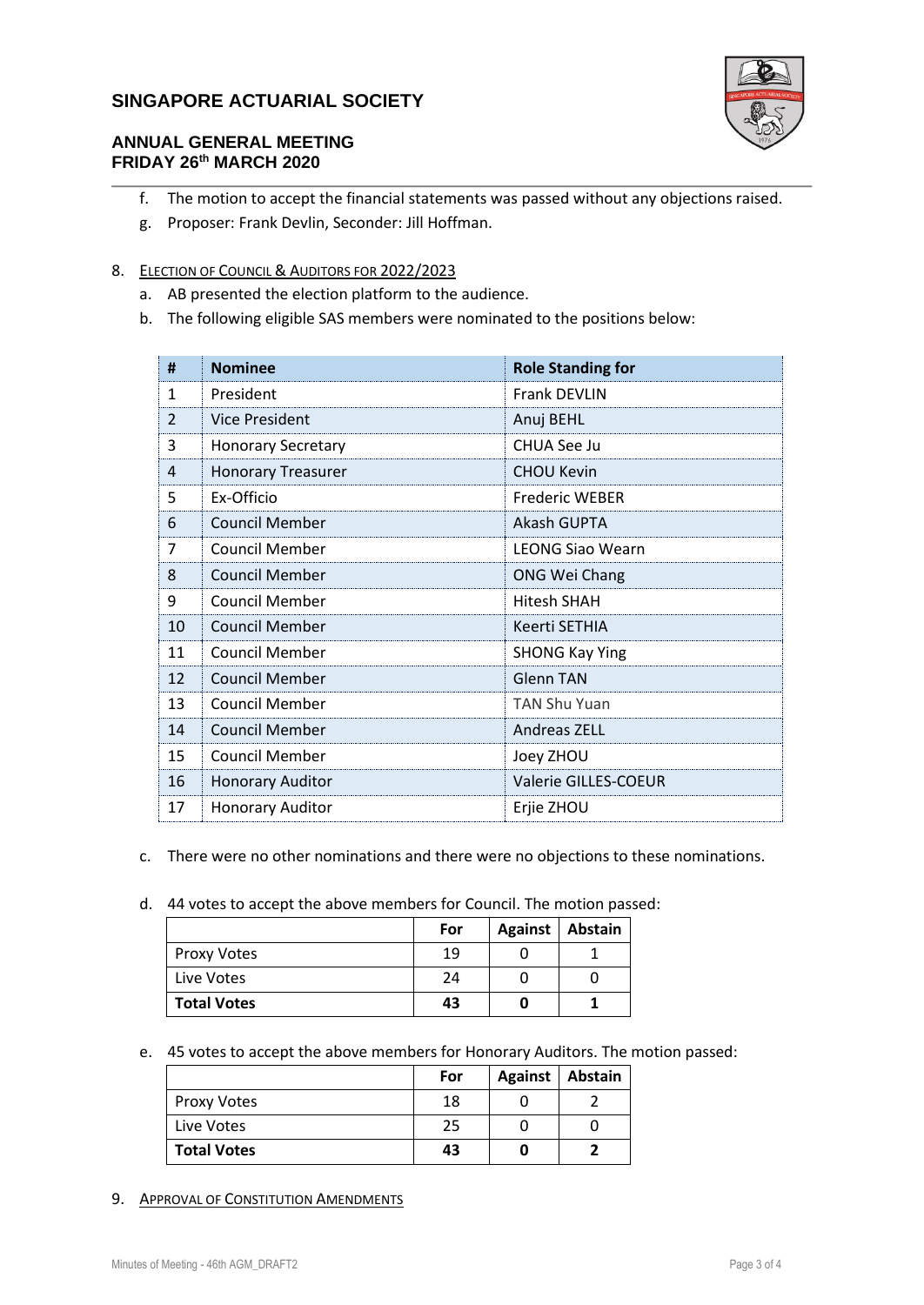f. The motion to accept the financial statements was passed without any objections raised.

g. Proposer: Frank Devlin, Seconder: Jill Hoffman.

8. ELECTION OF COUNCIL & AUDITORS FOR 2022/2023

a. AB presented the election platform to the audience.

b. The following eligible SAS members were nominated to the positions below:

| # | Nominee | Role Standing for |
|---|---|---|
| 1 | President | Frank DEVLIN |
| 2 | Vice President | Anuj BEHL |
| 3 | Honorary Secretary | CHUA See Ju |
| 4 | Honorary Treasurer | CHOU Kevin |
| 5 | Ex-Officio | Frederic WEBER |
| 6 | Council Member | Akash GUPTA |
| 7 | Council Member | LEONG Siao Wearn |
| 8 | Council Member | ONG Wei Chang |
| 9 | Council Member | Hitesh SHAH |
| 10 | Council Member | Keerti SETHIA |
| 11 | Council Member | SHONG Kay Ying |
| 12 | Council Member | Glenn TAN |
| 13 | Council Member | TAN Shu Yuan |
| 14 | Council Member | Andreas ZELL |
| 15 | Council Member | Joey ZHOU |
| 16 | Honorary Auditor | Valerie GILLES-COEUR |
| 17 | Honorary Auditor | Erjie ZHOU |

c. There were no other nominations and there were no objections to these nominations.

d. 44 votes to accept the above members for Council. The motion passed:

| | For | Against | Abstain |
|---|---|---|---|
| Proxy Votes | 19 | 0 | 1 |
| Live Votes | 24 | 0 | 0 |
| **Total Votes** | **43** | **0** | **1** |

e. 45 votes to accept the above members for Honorary Auditors. The motion passed:

| | For | Against | Abstain |
|---|---|---|---|
| Proxy Votes | 18 | 0 | 2 |
| Live Votes | 25 | 0 | 0 |
| **Total Votes** | **43** | **0** | **2** |

9. APPROVAL OF CONSTITUTION AMENDMENTS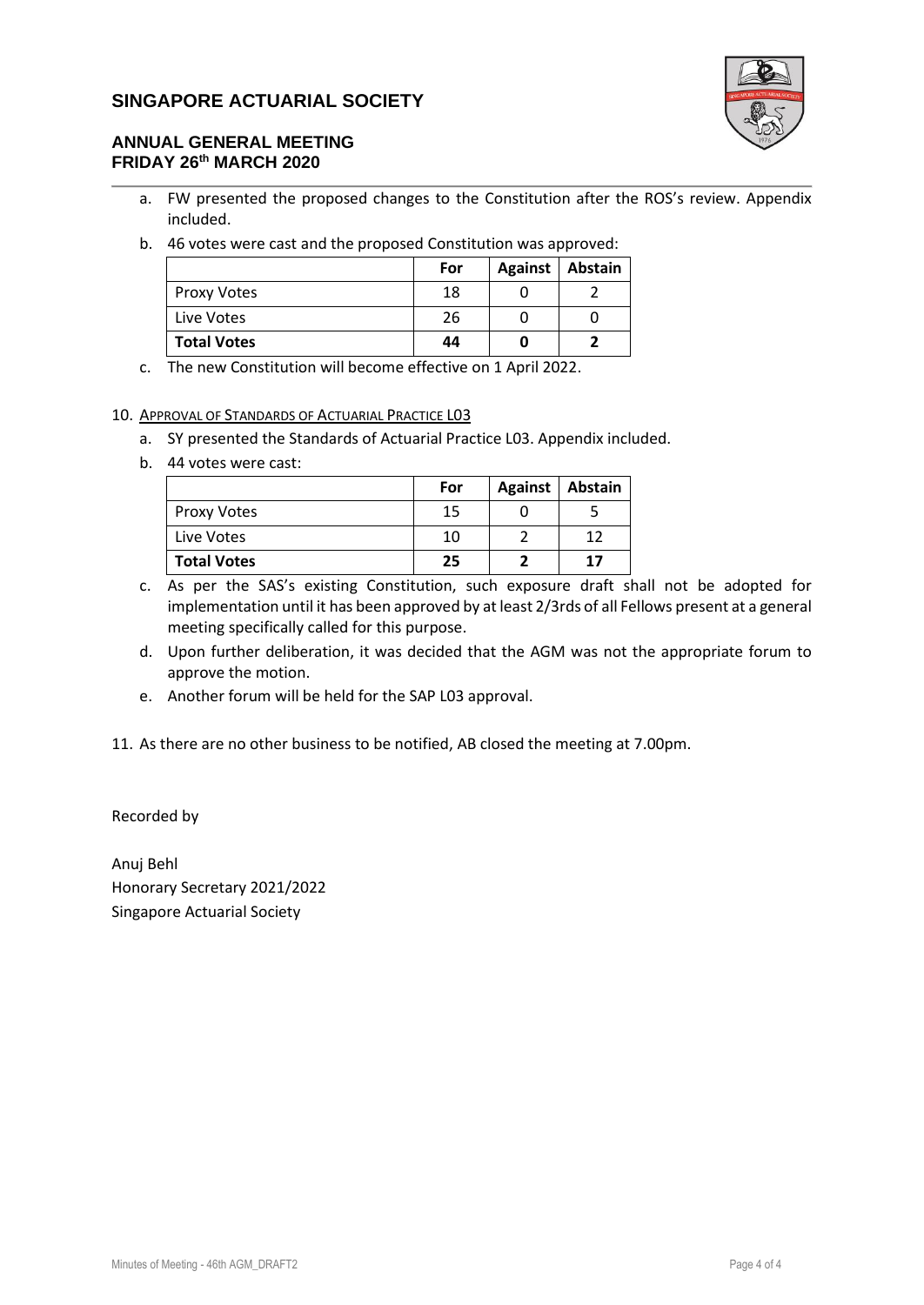a. FW presented the proposed changes to the Constitution after the ROS's review. Appendix included.

b. 46 votes were cast and the proposed Constitution was approved:

| | For | Against | Abstain |
|---|---|---|---|
| Proxy Votes | 18 | 0 | 2 |
| Live Votes | 26 | 0 | 0 |
| **Total Votes** | **44** | **0** | **2** |

c. The new Constitution will become effective on 1 April 2022.

10. APPROVAL OF STANDARDS OF ACTUARIAL PRACTICE L03

a. SY presented the Standards of Actuarial Practice L03. Appendix included.

b. 44 votes were cast:

| | For | Against | Abstain |
|---|---|---|---|
| Proxy Votes | 15 | 0 | 5 |
| Live Votes | 10 | 2 | 12 |
| **Total Votes** | **25** | **2** | **17** |

c. As per the SAS's existing Constitution, such exposure draft shall not be adopted for implementation until it has been approved by at least 2/3rds of all Fellows present at a general meeting specifically called for this purpose.

d. Upon further deliberation, it was decided that the AGM was not the appropriate forum to approve the motion.

e. Another forum will be held for the SAP L03 approval.

11. As there are no other business to be notified, AB closed the meeting at 7.00pm.

Recorded by

Anuj Behl
Honorary Secretary 2021/2022
Singapore Actuarial Society